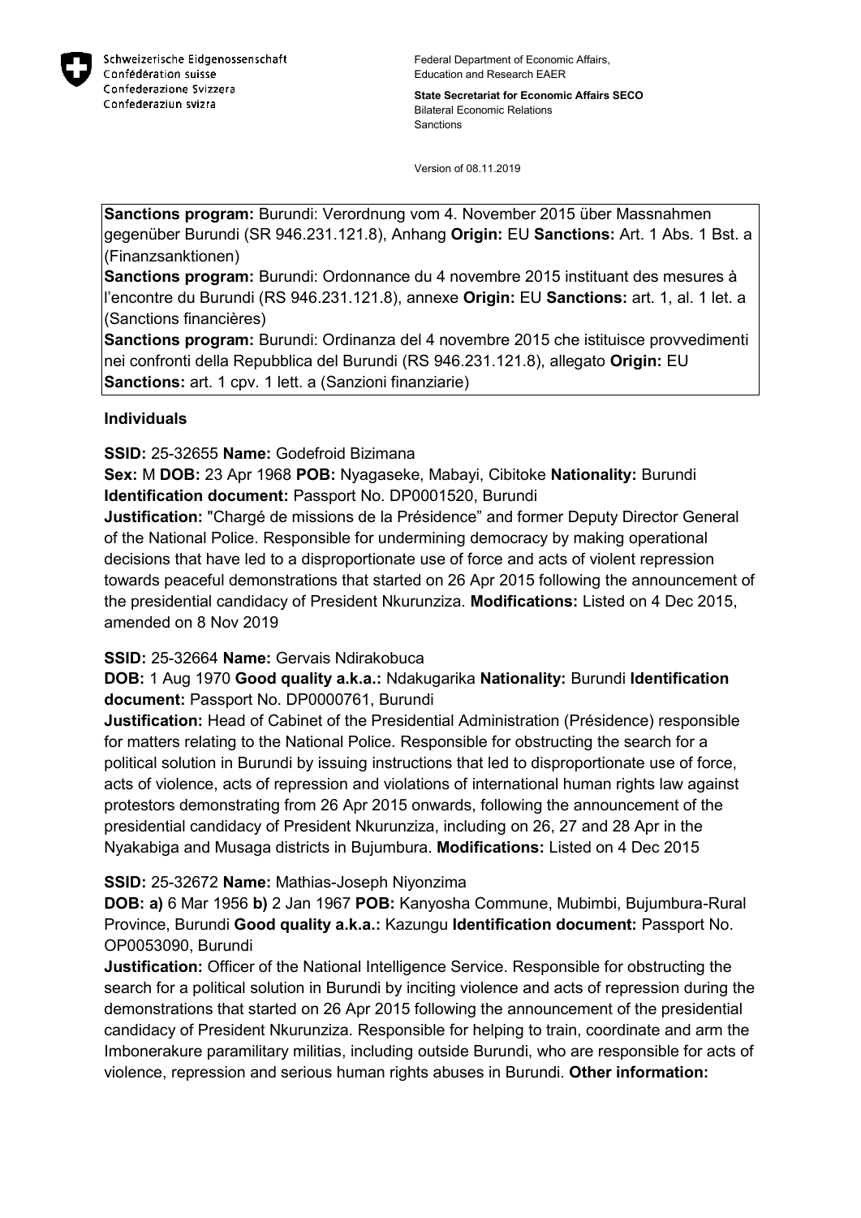Schweizerische Eidgenossenschaft
Confédération suisse
Confederazione Svizzera
Confederaziun svizra

Federal Department of Economic Affairs, Education and Research EAER

**State Secretariat for Economic Affairs SECO**
Bilateral Economic Relations
Sanctions

Version of 08.11.2019

**Sanctions program:** Burundi: Verordnung vom 4. November 2015 über Massnahmen gegenüber Burundi (SR 946.231.121.8), Anhang **Origin:** EU **Sanctions:** Art. 1 Abs. 1 Bst. a (Finanzsanktionen)
**Sanctions program:** Burundi: Ordonnance du 4 novembre 2015 instituant des mesures à l'encontre du Burundi (RS 946.231.121.8), annexe **Origin:** EU **Sanctions:** art. 1, al. 1 let. a (Sanctions financières)
**Sanctions program:** Burundi: Ordinanza del 4 novembre 2015 che istituisce provvedimenti nei confronti della Repubblica del Burundi (RS 946.231.121.8), allegato **Origin:** EU **Sanctions:** art. 1 cpv. 1 lett. a (Sanzioni finanziarie)

## Individuals

**SSID:** 25-32655 **Name:** Godefroid Bizimana
**Sex:** M **DOB:** 23 Apr 1968 **POB:** Nyagaseke, Mabayi, Cibitoke **Nationality:** Burundi **Identification document:** Passport No. DP0001520, Burundi
**Justification:** "Chargé de missions de la Présidence" and former Deputy Director General of the National Police. Responsible for undermining democracy by making operational decisions that have led to a disproportionate use of force and acts of violent repression towards peaceful demonstrations that started on 26 Apr 2015 following the announcement of the presidential candidacy of President Nkurunziza. **Modifications:** Listed on 4 Dec 2015, amended on 8 Nov 2019

**SSID:** 25-32664 **Name:** Gervais Ndirakobuca
**DOB:** 1 Aug 1970 **Good quality a.k.a.:** Ndakugarika **Nationality:** Burundi **Identification document:** Passport No. DP0000761, Burundi
**Justification:** Head of Cabinet of the Presidential Administration (Présidence) responsible for matters relating to the National Police. Responsible for obstructing the search for a political solution in Burundi by issuing instructions that led to disproportionate use of force, acts of violence, acts of repression and violations of international human rights law against protestors demonstrating from 26 Apr 2015 onwards, following the announcement of the presidential candidacy of President Nkurunziza, including on 26, 27 and 28 Apr in the Nyakabiga and Musaga districts in Bujumbura. **Modifications:** Listed on 4 Dec 2015

**SSID:** 25-32672 **Name:** Mathias-Joseph Niyonzima
**DOB:** **a)** 6 Mar 1956 **b)** 2 Jan 1967 **POB:** Kanyosha Commune, Mubimbi, Bujumbura-Rural Province, Burundi **Good quality a.k.a.:** Kazungu **Identification document:** Passport No. OP0053090, Burundi
**Justification:** Officer of the National Intelligence Service. Responsible for obstructing the search for a political solution in Burundi by inciting violence and acts of repression during the demonstrations that started on 26 Apr 2015 following the announcement of the presidential candidacy of President Nkurunziza. Responsible for helping to train, coordinate and arm the Imbonerakure paramilitary militias, including outside Burundi, who are responsible for acts of violence, repression and serious human rights abuses in Burundi. **Other information:**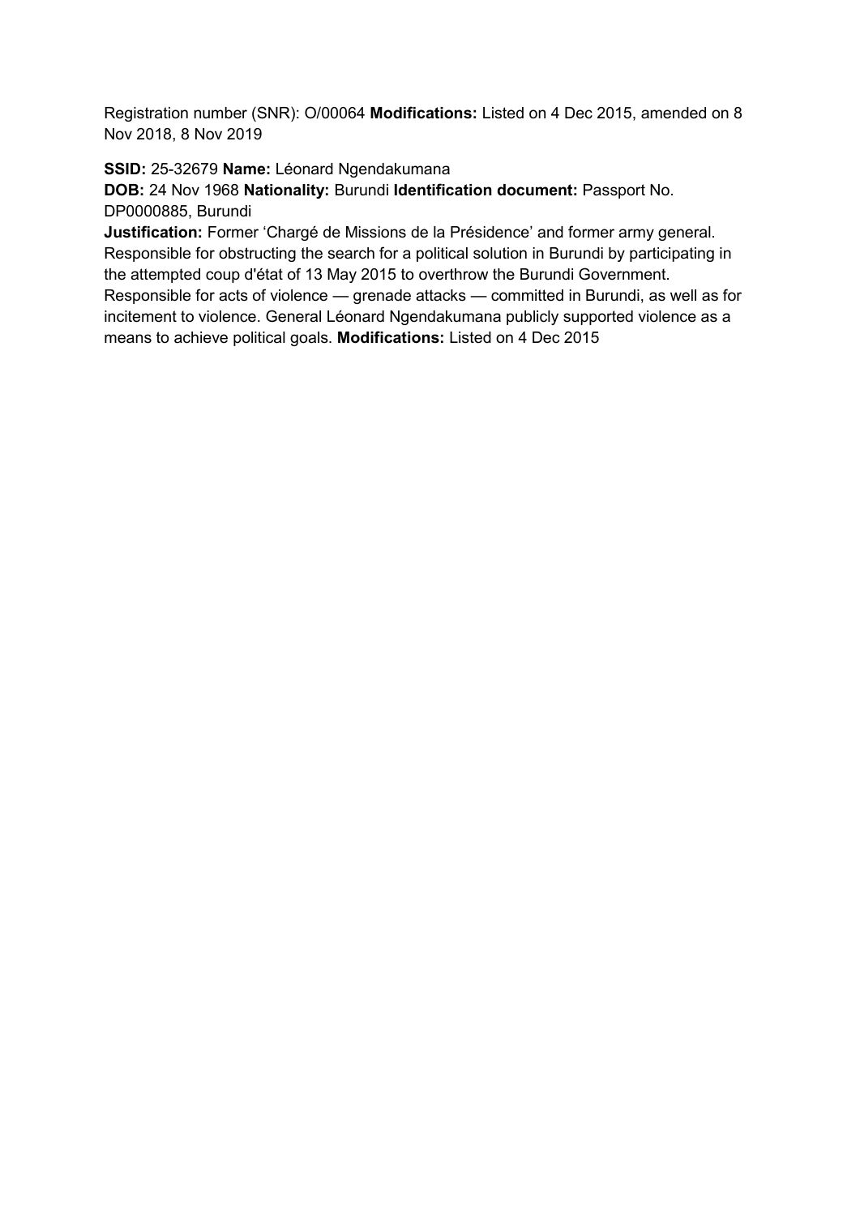Registration number (SNR): O/00064 **Modifications:** Listed on 4 Dec 2015, amended on 8 Nov 2018, 8 Nov 2019

**SSID:** 25-32679 **Name:** Léonard Ngendakumana
**DOB:** 24 Nov 1968 **Nationality:** Burundi **Identification document:** Passport No. DP0000885, Burundi
**Justification:** Former 'Chargé de Missions de la Présidence' and former army general. Responsible for obstructing the search for a political solution in Burundi by participating in the attempted coup d'état of 13 May 2015 to overthrow the Burundi Government. Responsible for acts of violence — grenade attacks — committed in Burundi, as well as for incitement to violence. General Léonard Ngendakumana publicly supported violence as a means to achieve political goals. **Modifications:** Listed on 4 Dec 2015